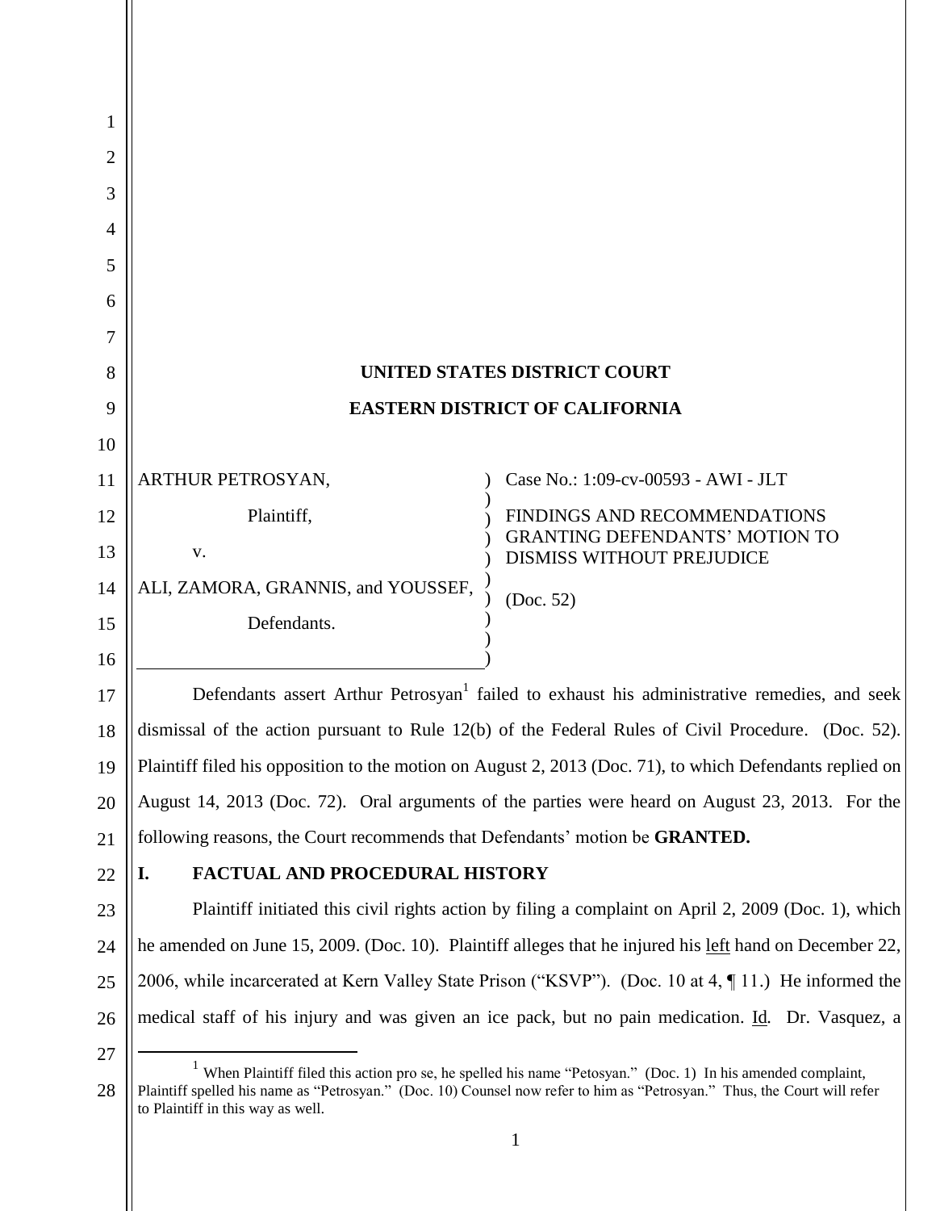**UNITED STATES DISTRICT COURT**

**EASTERN DISTRICT OF CALIFORNIA**

| | |
|---|---|
| ARTHUR PETROSYAN,<br><br>Plaintiff,<br><br>v.<br><br>ALI, ZAMORA, GRANNIS, and YOUSSEF,<br><br>Defendants. | Case No.: 1:09-cv-00593 - AWI - JLT<br><br>FINDINGS AND RECOMMENDATIONS GRANTING DEFENDANTS' MOTION TO DISMISS WITHOUT PREJUDICE<br><br>(Doc. 52) |

Defendants assert Arthur Petrosyan[1] failed to exhaust his administrative remedies, and seek dismissal of the action pursuant to Rule 12(b) of the Federal Rules of Civil Procedure. (Doc. 52). Plaintiff filed his opposition to the motion on August 2, 2013 (Doc. 71), to which Defendants replied on August 14, 2013 (Doc. 72). Oral arguments of the parties were heard on August 23, 2013. For the following reasons, the Court recommends that Defendants' motion be **GRANTED.**

## I. FACTUAL AND PROCEDURAL HISTORY

Plaintiff initiated this civil rights action by filing a complaint on April 2, 2009 (Doc. 1), which he amended on June 15, 2009. (Doc. 10). Plaintiff alleges that he injured his left hand on December 22, 2006, while incarcerated at Kern Valley State Prison ("KSVP"). (Doc. 10 at 4, ¶ 11.) He informed the medical staff of his injury and was given an ice pack, but no pain medication. Id. Dr. Vasquez, a

[1] When Plaintiff filed this action pro se, he spelled his name "Petosyan." (Doc. 1) In his amended complaint, Plaintiff spelled his name as "Petrosyan." (Doc. 10) Counsel now refer to him as "Petrosyan." Thus, the Court will refer to Plaintiff in this way as well.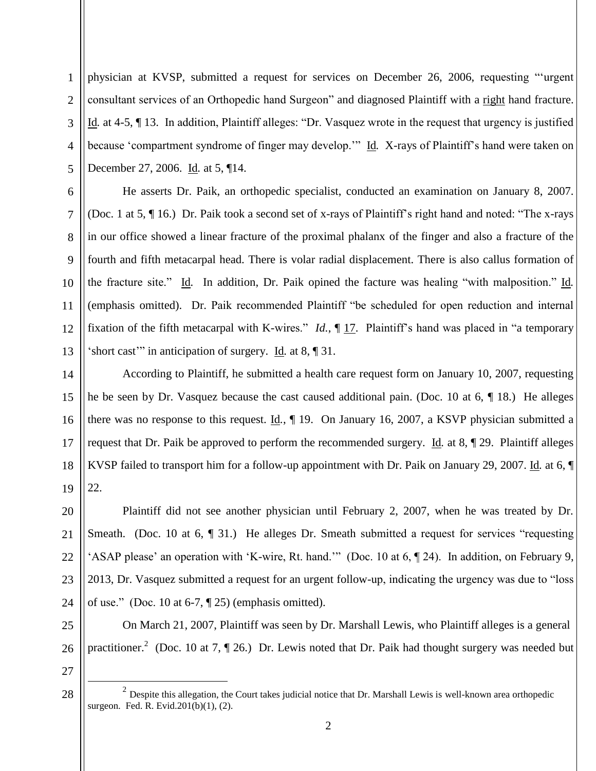physician at KVSP, submitted a request for services on December 26, 2006, requesting "'urgent consultant services of an Orthopedic hand Surgeon" and diagnosed Plaintiff with a right hand fracture. Id. at 4-5, ¶ 13. In addition, Plaintiff alleges: "Dr. Vasquez wrote in the request that urgency is justified because 'compartment syndrome of finger may develop.'" Id. X-rays of Plaintiff's hand were taken on December 27, 2006. Id. at 5, ¶14.

He asserts Dr. Paik, an orthopedic specialist, conducted an examination on January 8, 2007. (Doc. 1 at 5, ¶ 16.) Dr. Paik took a second set of x-rays of Plaintiff's right hand and noted: "The x-rays in our office showed a linear fracture of the proximal phalanx of the finger and also a fracture of the fourth and fifth metacarpal head. There is volar radial displacement. There is also callus formation of the fracture site." Id. In addition, Dr. Paik opined the facture was healing "with malposition." Id. (emphasis omitted). Dr. Paik recommended Plaintiff "be scheduled for open reduction and internal fixation of the fifth metacarpal with K-wires." *Id.*, ¶ 17. Plaintiff's hand was placed in "a temporary 'short cast'" in anticipation of surgery. Id. at 8, ¶ 31.

According to Plaintiff, he submitted a health care request form on January 10, 2007, requesting he be seen by Dr. Vasquez because the cast caused additional pain. (Doc. 10 at 6, ¶ 18.) He alleges there was no response to this request. Id., ¶ 19. On January 16, 2007, a KSVP physician submitted a request that Dr. Paik be approved to perform the recommended surgery. Id. at 8, ¶ 29. Plaintiff alleges KVSP failed to transport him for a follow-up appointment with Dr. Paik on January 29, 2007. Id. at 6, ¶ 22.

Plaintiff did not see another physician until February 2, 2007, when he was treated by Dr. Smeath. (Doc. 10 at 6, ¶ 31.) He alleges Dr. Smeath submitted a request for services "requesting 'ASAP please' an operation with 'K-wire, Rt. hand.'" (Doc. 10 at 6, ¶ 24). In addition, on February 9, 2013, Dr. Vasquez submitted a request for an urgent follow-up, indicating the urgency was due to "loss of use." (Doc. 10 at 6-7, ¶ 25) (emphasis omitted).

On March 21, 2007, Plaintiff was seen by Dr. Marshall Lewis, who Plaintiff alleges is a general practitioner.[2] (Doc. 10 at 7, ¶ 26.) Dr. Lewis noted that Dr. Paik had thought surgery was needed but

[2] Despite this allegation, the Court takes judicial notice that Dr. Marshall Lewis is well-known area orthopedic surgeon. Fed. R. Evid.201(b)(1), (2).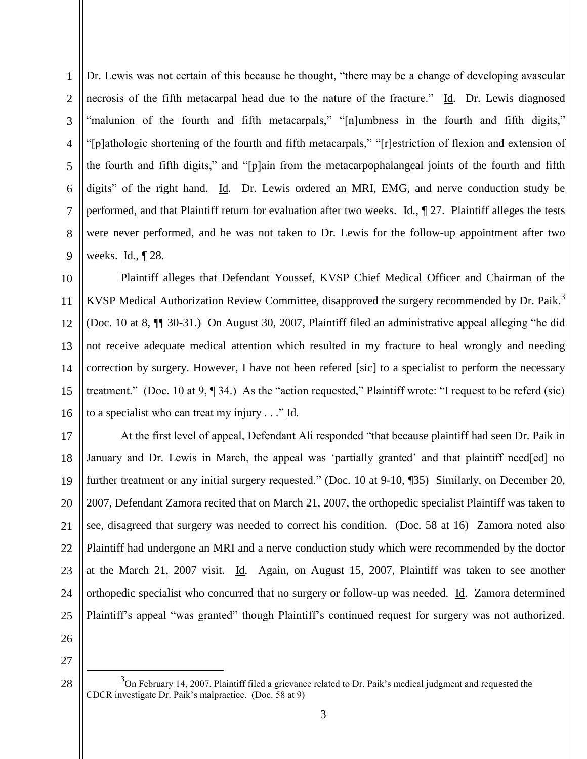Dr. Lewis was not certain of this because he thought, "there may be a change of developing avascular necrosis of the fifth metacarpal head due to the nature of the fracture." Id. Dr. Lewis diagnosed "malunion of the fourth and fifth metacarpals," "[n]umbness in the fourth and fifth digits," "[p]athologic shortening of the fourth and fifth metacarpals," "[r]estriction of flexion and extension of the fourth and fifth digits," and "[p]ain from the metacarpophalangeal joints of the fourth and fifth digits" of the right hand. Id. Dr. Lewis ordered an MRI, EMG, and nerve conduction study be performed, and that Plaintiff return for evaluation after two weeks. Id., ¶ 27. Plaintiff alleges the tests were never performed, and he was not taken to Dr. Lewis for the follow-up appointment after two weeks. Id., ¶ 28.

Plaintiff alleges that Defendant Youssef, KVSP Chief Medical Officer and Chairman of the KVSP Medical Authorization Review Committee, disapproved the surgery recommended by Dr. Paik.[3] (Doc. 10 at 8, ¶¶ 30-31.) On August 30, 2007, Plaintiff filed an administrative appeal alleging "he did not receive adequate medical attention which resulted in my fracture to heal wrongly and needing correction by surgery. However, I have not been refered [sic] to a specialist to perform the necessary treatment." (Doc. 10 at 9, ¶ 34.) As the "action requested," Plaintiff wrote: "I request to be referd (sic) to a specialist who can treat my injury . . ." Id.

At the first level of appeal, Defendant Ali responded "that because plaintiff had seen Dr. Paik in January and Dr. Lewis in March, the appeal was 'partially granted' and that plaintiff need[ed] no further treatment or any initial surgery requested." (Doc. 10 at 9-10, ¶35) Similarly, on December 20, 2007, Defendant Zamora recited that on March 21, 2007, the orthopedic specialist Plaintiff was taken to see, disagreed that surgery was needed to correct his condition. (Doc. 58 at 16) Zamora noted also Plaintiff had undergone an MRI and a nerve conduction study which were recommended by the doctor at the March 21, 2007 visit. Id. Again, on August 15, 2007, Plaintiff was taken to see another orthopedic specialist who concurred that no surgery or follow-up was needed. Id. Zamora determined Plaintiff's appeal "was granted" though Plaintiff's continued request for surgery was not authorized.

[3] On February 14, 2007, Plaintiff filed a grievance related to Dr. Paik's medical judgment and requested the CDCR investigate Dr. Paik's malpractice. (Doc. 58 at 9)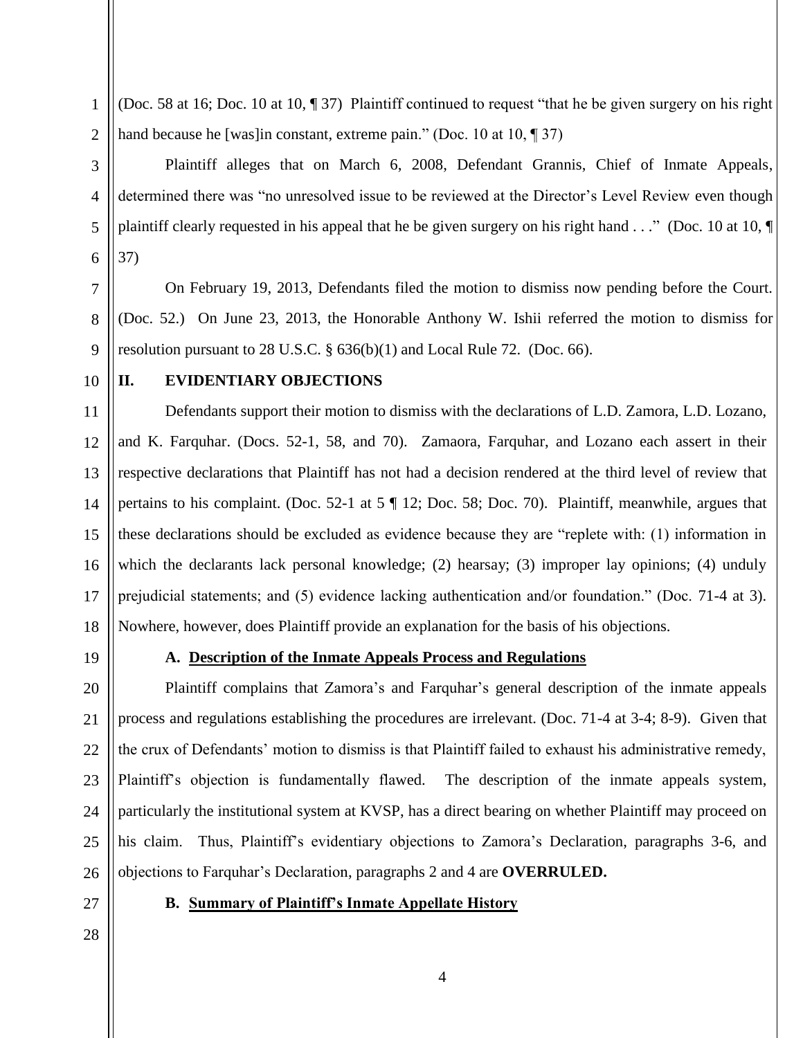(Doc. 58 at 16; Doc. 10 at 10, ¶ 37) Plaintiff continued to request "that he be given surgery on his right hand because he [was]in constant, extreme pain." (Doc. 10 at 10, ¶ 37)

Plaintiff alleges that on March 6, 2008, Defendant Grannis, Chief of Inmate Appeals, determined there was "no unresolved issue to be reviewed at the Director's Level Review even though plaintiff clearly requested in his appeal that he be given surgery on his right hand . . ." (Doc. 10 at 10, ¶ 37)

On February 19, 2013, Defendants filed the motion to dismiss now pending before the Court. (Doc. 52.) On June 23, 2013, the Honorable Anthony W. Ishii referred the motion to dismiss for resolution pursuant to 28 U.S.C. § 636(b)(1) and Local Rule 72. (Doc. 66).

## II. EVIDENTIARY OBJECTIONS

Defendants support their motion to dismiss with the declarations of L.D. Zamora, L.D. Lozano, and K. Farquhar. (Docs. 52-1, 58, and 70). Zamaora, Farquhar, and Lozano each assert in their respective declarations that Plaintiff has not had a decision rendered at the third level of review that pertains to his complaint. (Doc. 52-1 at 5 ¶ 12; Doc. 58; Doc. 70). Plaintiff, meanwhile, argues that these declarations should be excluded as evidence because they are "replete with: (1) information in which the declarants lack personal knowledge; (2) hearsay; (3) improper lay opinions; (4) unduly prejudicial statements; and (5) evidence lacking authentication and/or foundation." (Doc. 71-4 at 3). Nowhere, however, does Plaintiff provide an explanation for the basis of his objections.

### A. Description of the Inmate Appeals Process and Regulations

Plaintiff complains that Zamora's and Farquhar's general description of the inmate appeals process and regulations establishing the procedures are irrelevant. (Doc. 71-4 at 3-4; 8-9). Given that the crux of Defendants' motion to dismiss is that Plaintiff failed to exhaust his administrative remedy, Plaintiff's objection is fundamentally flawed. The description of the inmate appeals system, particularly the institutional system at KVSP, has a direct bearing on whether Plaintiff may proceed on his claim. Thus, Plaintiff's evidentiary objections to Zamora's Declaration, paragraphs 3-6, and objections to Farquhar's Declaration, paragraphs 2 and 4 are **OVERRULED.**

### B. Summary of Plaintiff's Inmate Appellate History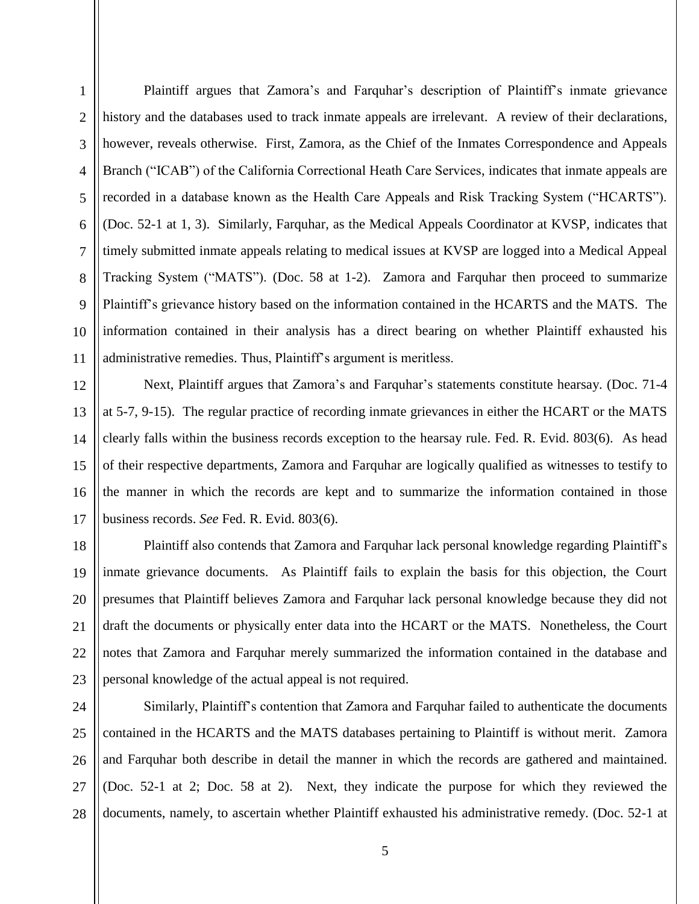Plaintiff argues that Zamora's and Farquhar's description of Plaintiff's inmate grievance history and the databases used to track inmate appeals are irrelevant. A review of their declarations, however, reveals otherwise. First, Zamora, as the Chief of the Inmates Correspondence and Appeals Branch ("ICAB") of the California Correctional Heath Care Services, indicates that inmate appeals are recorded in a database known as the Health Care Appeals and Risk Tracking System ("HCARTS"). (Doc. 52-1 at 1, 3). Similarly, Farquhar, as the Medical Appeals Coordinator at KVSP, indicates that timely submitted inmate appeals relating to medical issues at KVSP are logged into a Medical Appeal Tracking System ("MATS"). (Doc. 58 at 1-2). Zamora and Farquhar then proceed to summarize Plaintiff's grievance history based on the information contained in the HCARTS and the MATS. The information contained in their analysis has a direct bearing on whether Plaintiff exhausted his administrative remedies. Thus, Plaintiff's argument is meritless.

Next, Plaintiff argues that Zamora's and Farquhar's statements constitute hearsay. (Doc. 71-4 at 5-7, 9-15). The regular practice of recording inmate grievances in either the HCART or the MATS clearly falls within the business records exception to the hearsay rule. Fed. R. Evid. 803(6). As head of their respective departments, Zamora and Farquhar are logically qualified as witnesses to testify to the manner in which the records are kept and to summarize the information contained in those business records. *See* Fed. R. Evid. 803(6).

Plaintiff also contends that Zamora and Farquhar lack personal knowledge regarding Plaintiff's inmate grievance documents. As Plaintiff fails to explain the basis for this objection, the Court presumes that Plaintiff believes Zamora and Farquhar lack personal knowledge because they did not draft the documents or physically enter data into the HCART or the MATS. Nonetheless, the Court notes that Zamora and Farquhar merely summarized the information contained in the database and personal knowledge of the actual appeal is not required.

Similarly, Plaintiff's contention that Zamora and Farquhar failed to authenticate the documents contained in the HCARTS and the MATS databases pertaining to Plaintiff is without merit. Zamora and Farquhar both describe in detail the manner in which the records are gathered and maintained. (Doc. 52-1 at 2; Doc. 58 at 2). Next, they indicate the purpose for which they reviewed the documents, namely, to ascertain whether Plaintiff exhausted his administrative remedy. (Doc. 52-1 at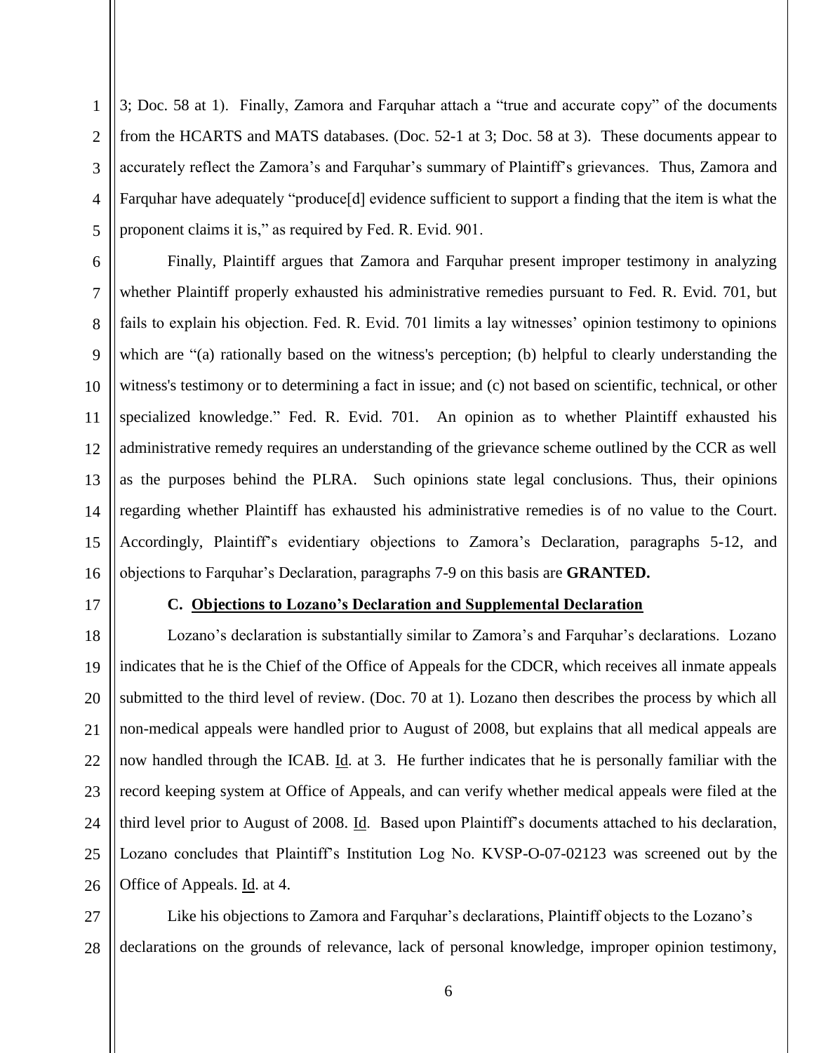3; Doc. 58 at 1). Finally, Zamora and Farquhar attach a "true and accurate copy" of the documents from the HCARTS and MATS databases. (Doc. 52-1 at 3; Doc. 58 at 3). These documents appear to accurately reflect the Zamora's and Farquhar's summary of Plaintiff's grievances. Thus, Zamora and Farquhar have adequately "produce[d] evidence sufficient to support a finding that the item is what the proponent claims it is," as required by Fed. R. Evid. 901.

Finally, Plaintiff argues that Zamora and Farquhar present improper testimony in analyzing whether Plaintiff properly exhausted his administrative remedies pursuant to Fed. R. Evid. 701, but fails to explain his objection. Fed. R. Evid. 701 limits a lay witnesses' opinion testimony to opinions which are "(a) rationally based on the witness's perception; (b) helpful to clearly understanding the witness's testimony or to determining a fact in issue; and (c) not based on scientific, technical, or other specialized knowledge." Fed. R. Evid. 701. An opinion as to whether Plaintiff exhausted his administrative remedy requires an understanding of the grievance scheme outlined by the CCR as well as the purposes behind the PLRA. Such opinions state legal conclusions. Thus, their opinions regarding whether Plaintiff has exhausted his administrative remedies is of no value to the Court. Accordingly, Plaintiff's evidentiary objections to Zamora's Declaration, paragraphs 5-12, and objections to Farquhar's Declaration, paragraphs 7-9 on this basis are **GRANTED.**

### C. Objections to Lozano's Declaration and Supplemental Declaration

Lozano's declaration is substantially similar to Zamora's and Farquhar's declarations. Lozano indicates that he is the Chief of the Office of Appeals for the CDCR, which receives all inmate appeals submitted to the third level of review. (Doc. 70 at 1). Lozano then describes the process by which all non-medical appeals were handled prior to August of 2008, but explains that all medical appeals are now handled through the ICAB. Id. at 3. He further indicates that he is personally familiar with the record keeping system at Office of Appeals, and can verify whether medical appeals were filed at the third level prior to August of 2008. Id. Based upon Plaintiff's documents attached to his declaration, Lozano concludes that Plaintiff's Institution Log No. KVSP-O-07-02123 was screened out by the Office of Appeals. Id. at 4.

Like his objections to Zamora and Farquhar's declarations, Plaintiff objects to the Lozano's declarations on the grounds of relevance, lack of personal knowledge, improper opinion testimony,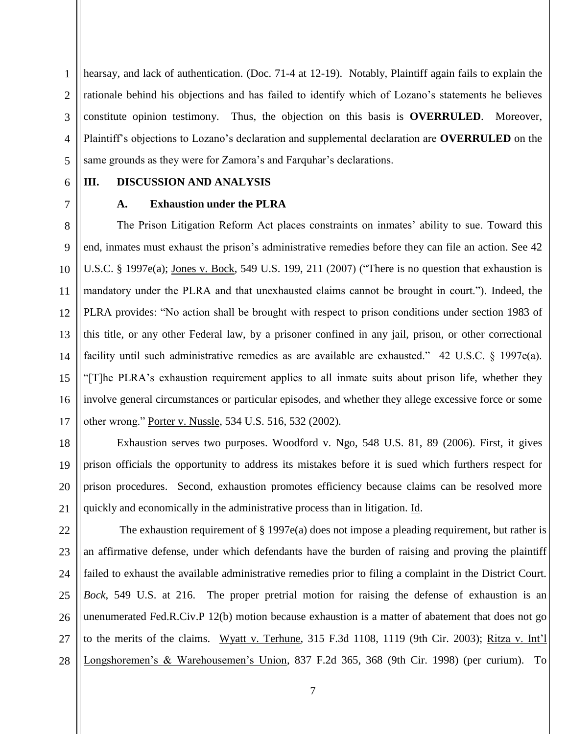hearsay, and lack of authentication. (Doc. 71-4 at 12-19). Notably, Plaintiff again fails to explain the rationale behind his objections and has failed to identify which of Lozano's statements he believes constitute opinion testimony. Thus, the objection on this basis is **OVERRULED**. Moreover, Plaintiff's objections to Lozano's declaration and supplemental declaration are **OVERRULED** on the same grounds as they were for Zamora's and Farquhar's declarations.

## III. DISCUSSION AND ANALYSIS

### A. Exhaustion under the PLRA

The Prison Litigation Reform Act places constraints on inmates' ability to sue. Toward this end, inmates must exhaust the prison's administrative remedies before they can file an action. See 42 U.S.C. § 1997e(a); Jones v. Bock, 549 U.S. 199, 211 (2007) ("There is no question that exhaustion is mandatory under the PLRA and that unexhausted claims cannot be brought in court."). Indeed, the PLRA provides: "No action shall be brought with respect to prison conditions under section 1983 of this title, or any other Federal law, by a prisoner confined in any jail, prison, or other correctional facility until such administrative remedies as are available are exhausted." 42 U.S.C. § 1997e(a). "[T]he PLRA's exhaustion requirement applies to all inmate suits about prison life, whether they involve general circumstances or particular episodes, and whether they allege excessive force or some other wrong." Porter v. Nussle, 534 U.S. 516, 532 (2002).

Exhaustion serves two purposes. Woodford v. Ngo, 548 U.S. 81, 89 (2006). First, it gives prison officials the opportunity to address its mistakes before it is sued which furthers respect for prison procedures. Second, exhaustion promotes efficiency because claims can be resolved more quickly and economically in the administrative process than in litigation. Id.

The exhaustion requirement of § 1997e(a) does not impose a pleading requirement, but rather is an affirmative defense, under which defendants have the burden of raising and proving the plaintiff failed to exhaust the available administrative remedies prior to filing a complaint in the District Court. *Bock*, 549 U.S. at 216. The proper pretrial motion for raising the defense of exhaustion is an unenumerated Fed.R.Civ.P 12(b) motion because exhaustion is a matter of abatement that does not go to the merits of the claims. Wyatt v. Terhune, 315 F.3d 1108, 1119 (9th Cir. 2003); Ritza v. Int'l Longshoremen's & Warehousemen's Union, 837 F.2d 365, 368 (9th Cir. 1998) (per curium). To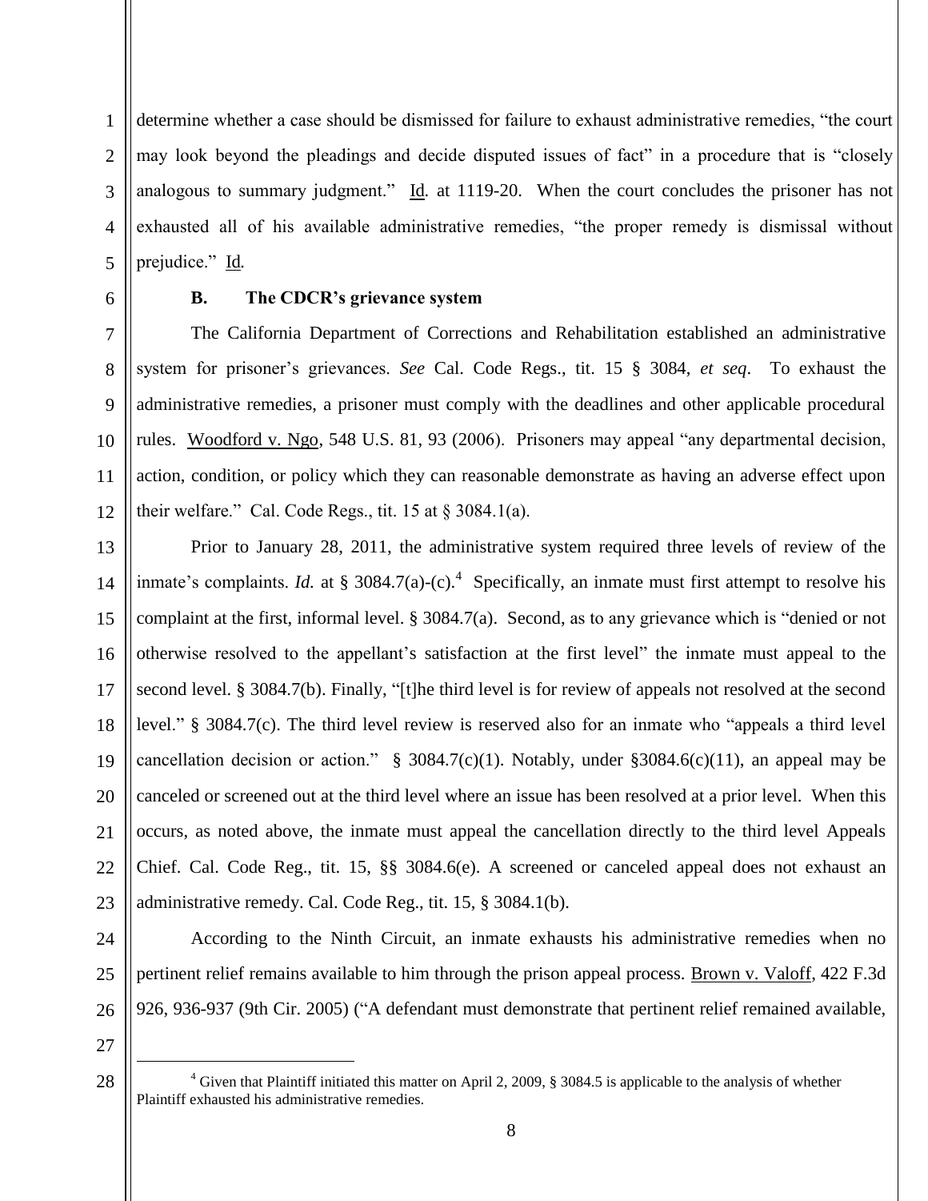determine whether a case should be dismissed for failure to exhaust administrative remedies, "the court may look beyond the pleadings and decide disputed issues of fact" in a procedure that is "closely analogous to summary judgment." Id. at 1119-20. When the court concludes the prisoner has not exhausted all of his available administrative remedies, "the proper remedy is dismissal without prejudice." Id.

**B. The CDCR's grievance system**

The California Department of Corrections and Rehabilitation established an administrative system for prisoner's grievances. *See* Cal. Code Regs., tit. 15 § 3084, *et seq*. To exhaust the administrative remedies, a prisoner must comply with the deadlines and other applicable procedural rules. Woodford v. Ngo, 548 U.S. 81, 93 (2006). Prisoners may appeal "any departmental decision, action, condition, or policy which they can reasonable demonstrate as having an adverse effect upon their welfare." Cal. Code Regs., tit. 15 at § 3084.1(a).

Prior to January 28, 2011, the administrative system required three levels of review of the inmate's complaints. *Id.* at § 3084.7(a)-(c).[4] Specifically, an inmate must first attempt to resolve his complaint at the first, informal level. § 3084.7(a). Second, as to any grievance which is "denied or not otherwise resolved to the appellant's satisfaction at the first level" the inmate must appeal to the second level. § 3084.7(b). Finally, "[t]he third level is for review of appeals not resolved at the second level." § 3084.7(c). The third level review is reserved also for an inmate who "appeals a third level cancellation decision or action." § 3084.7(c)(1). Notably, under §3084.6(c)(11), an appeal may be canceled or screened out at the third level where an issue has been resolved at a prior level. When this occurs, as noted above, the inmate must appeal the cancellation directly to the third level Appeals Chief. Cal. Code Reg., tit. 15, §§ 3084.6(e). A screened or canceled appeal does not exhaust an administrative remedy. Cal. Code Reg., tit. 15, § 3084.1(b).

According to the Ninth Circuit, an inmate exhausts his administrative remedies when no pertinent relief remains available to him through the prison appeal process. Brown v. Valoff, 422 F.3d 926, 936-937 (9th Cir. 2005) ("A defendant must demonstrate that pertinent relief remained available,

---

[4] Given that Plaintiff initiated this matter on April 2, 2009, § 3084.5 is applicable to the analysis of whether Plaintiff exhausted his administrative remedies.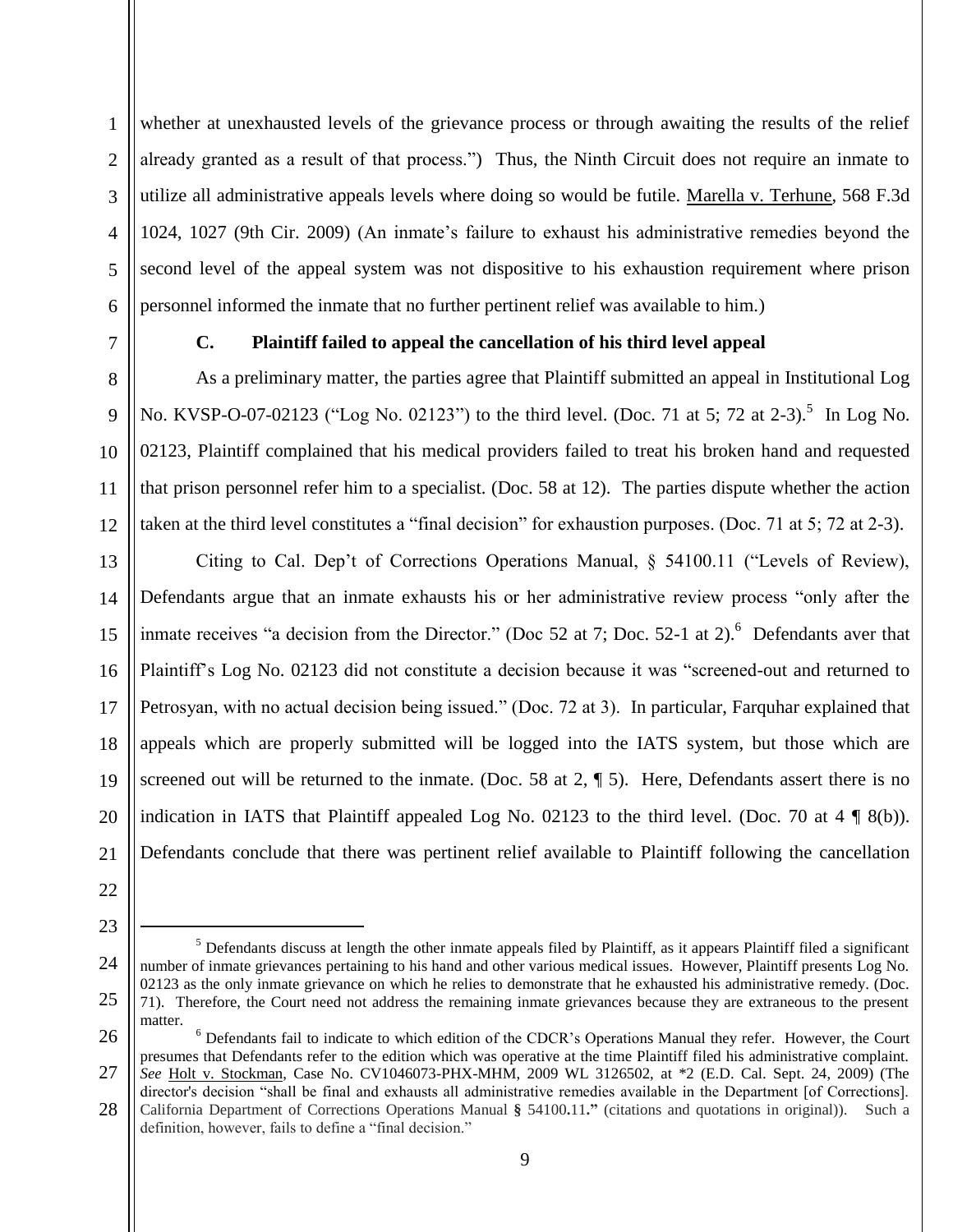whether at unexhausted levels of the grievance process or through awaiting the results of the relief already granted as a result of that process.") Thus, the Ninth Circuit does not require an inmate to utilize all administrative appeals levels where doing so would be futile. Marella v. Terhune, 568 F.3d 1024, 1027 (9th Cir. 2009) (An inmate's failure to exhaust his administrative remedies beyond the second level of the appeal system was not dispositive to his exhaustion requirement where prison personnel informed the inmate that no further pertinent relief was available to him.)

**C. Plaintiff failed to appeal the cancellation of his third level appeal**

As a preliminary matter, the parties agree that Plaintiff submitted an appeal in Institutional Log No. KVSP-O-07-02123 ("Log No. 02123") to the third level. (Doc. 71 at 5; 72 at 2-3).[5] In Log No. 02123, Plaintiff complained that his medical providers failed to treat his broken hand and requested that prison personnel refer him to a specialist. (Doc. 58 at 12). The parties dispute whether the action taken at the third level constitutes a "final decision" for exhaustion purposes. (Doc. 71 at 5; 72 at 2-3).

Citing to Cal. Dep't of Corrections Operations Manual, § 54100.11 ("Levels of Review), Defendants argue that an inmate exhausts his or her administrative review process "only after the inmate receives "a decision from the Director." (Doc 52 at 7; Doc. 52-1 at 2).[6] Defendants aver that Plaintiff's Log No. 02123 did not constitute a decision because it was "screened-out and returned to Petrosyan, with no actual decision being issued." (Doc. 72 at 3). In particular, Farquhar explained that appeals which are properly submitted will be logged into the IATS system, but those which are screened out will be returned to the inmate. (Doc. 58 at 2, ¶ 5). Here, Defendants assert there is no indication in IATS that Plaintiff appealed Log No. 02123 to the third level. (Doc. 70 at 4 ¶ 8(b)). Defendants conclude that there was pertinent relief available to Plaintiff following the cancellation

---

[5] Defendants discuss at length the other inmate appeals filed by Plaintiff, as it appears Plaintiff filed a significant number of inmate grievances pertaining to his hand and other various medical issues. However, Plaintiff presents Log No. 02123 as the only inmate grievance on which he relies to demonstrate that he exhausted his administrative remedy. (Doc. 71). Therefore, the Court need not address the remaining inmate grievances because they are extraneous to the present matter.

[6] Defendants fail to indicate to which edition of the CDCR's Operations Manual they refer. However, the Court presumes that Defendants refer to the edition which was operative at the time Plaintiff filed his administrative complaint. *See* Holt v. Stockman, Case No. CV1046073-PHX-MHM, 2009 WL 3126502, at *2 (E.D. Cal. Sept. 24, 2009) (The director's decision "shall be final and exhausts all administrative remedies available in the Department [of Corrections]. California Department of Corrections Operations Manual **§** 54100**.**11**."** (citations and quotations in original)). Such a definition, however, fails to define a "final decision."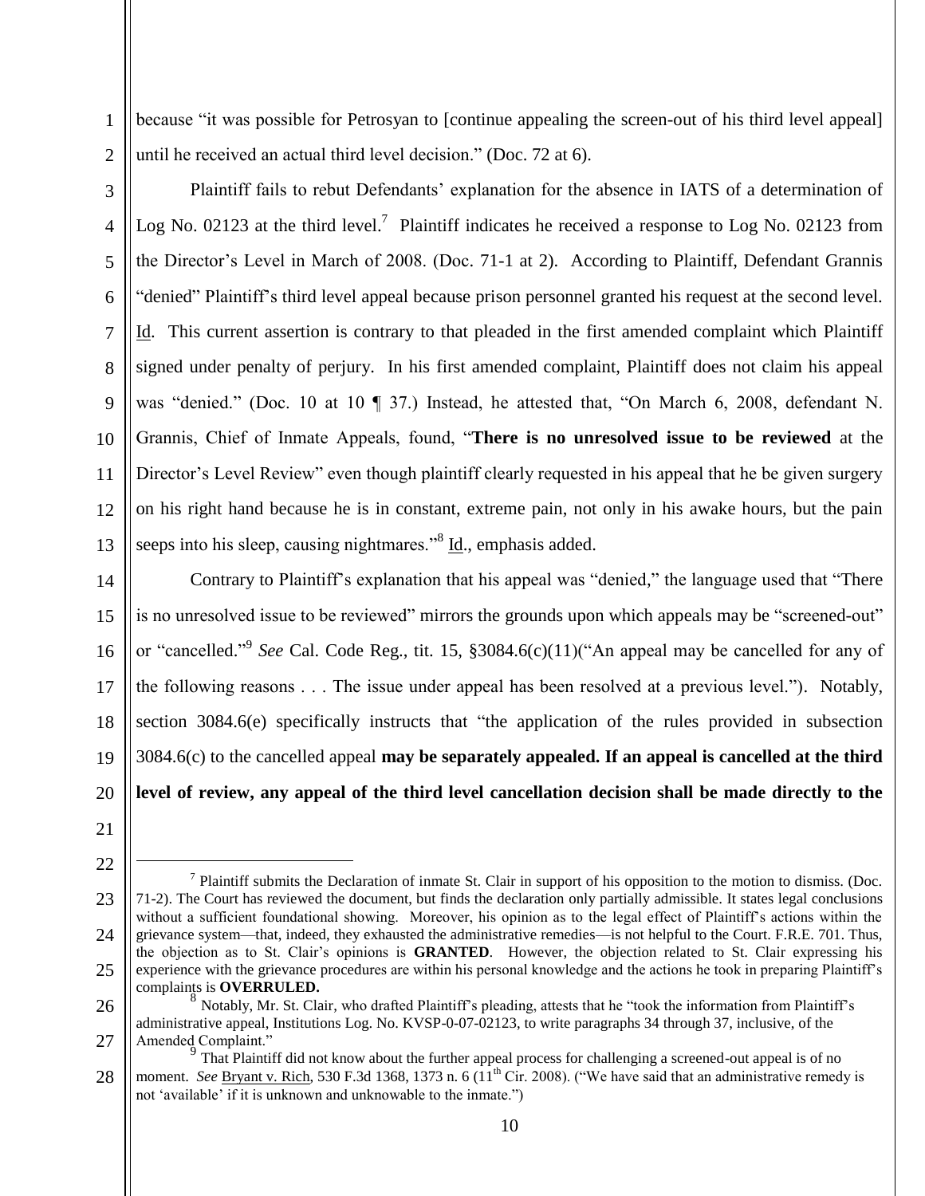because "it was possible for Petrosyan to [continue appealing the screen-out of his third level appeal] until he received an actual third level decision." (Doc. 72 at 6).

Plaintiff fails to rebut Defendants' explanation for the absence in IATS of a determination of Log No. 02123 at the third level.[7] Plaintiff indicates he received a response to Log No. 02123 from the Director's Level in March of 2008. (Doc. 71-1 at 2). According to Plaintiff, Defendant Grannis "denied" Plaintiff's third level appeal because prison personnel granted his request at the second level. Id. This current assertion is contrary to that pleaded in the first amended complaint which Plaintiff signed under penalty of perjury. In his first amended complaint, Plaintiff does not claim his appeal was "denied." (Doc. 10 at 10 ¶ 37.) Instead, he attested that, "On March 6, 2008, defendant N. Grannis, Chief of Inmate Appeals, found, "**There is no unresolved issue to be reviewed** at the Director's Level Review" even though plaintiff clearly requested in his appeal that he be given surgery on his right hand because he is in constant, extreme pain, not only in his awake hours, but the pain seeps into his sleep, causing nightmares."[8] Id., emphasis added.

Contrary to Plaintiff's explanation that his appeal was "denied," the language used that "There is no unresolved issue to be reviewed" mirrors the grounds upon which appeals may be "screened-out" or "cancelled."[9] *See* Cal. Code Reg., tit. 15, §3084.6(c)(11)("An appeal may be cancelled for any of the following reasons . . . The issue under appeal has been resolved at a previous level."). Notably, section 3084.6(e) specifically instructs that "the application of the rules provided in subsection 3084.6(c) to the cancelled appeal **may be separately appealed. If an appeal is cancelled at the third level of review, any appeal of the third level cancellation decision shall be made directly to the**

---

[7] Plaintiff submits the Declaration of inmate St. Clair in support of his opposition to the motion to dismiss. (Doc. 71-2). The Court has reviewed the document, but finds the declaration only partially admissible. It states legal conclusions without a sufficient foundational showing. Moreover, his opinion as to the legal effect of Plaintiff's actions within the grievance system—that, indeed, they exhausted the administrative remedies—is not helpful to the Court. F.R.E. 701. Thus, the objection as to St. Clair's opinions is **GRANTED**. However, the objection related to St. Clair expressing his experience with the grievance procedures are within his personal knowledge and the actions he took in preparing Plaintiff's complaints is **OVERRULED.**

[8] Notably, Mr. St. Clair, who drafted Plaintiff's pleading, attests that he "took the information from Plaintiff's administrative appeal, Institutions Log. No. KVSP-0-07-02123, to write paragraphs 34 through 37, inclusive, of the Amended Complaint."

[9] That Plaintiff did not know about the further appeal process for challenging a screened-out appeal is of no moment. *See* Bryant v. Rich, 530 F.3d 1368, 1373 n. 6 (11th Cir. 2008). ("We have said that an administrative remedy is not 'available' if it is unknown and unknowable to the inmate.")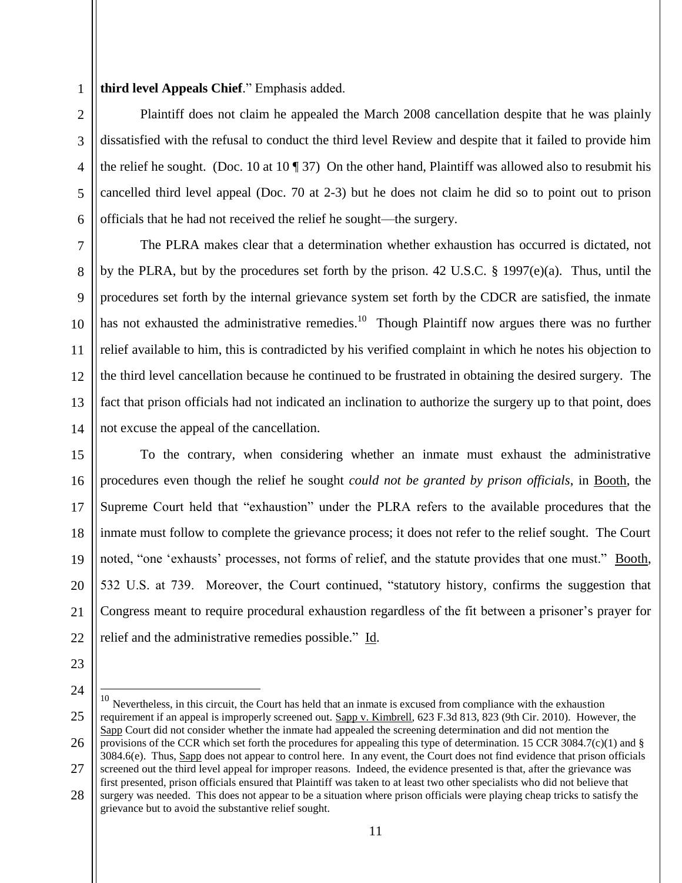**third level Appeals Chief**." Emphasis added.

Plaintiff does not claim he appealed the March 2008 cancellation despite that he was plainly dissatisfied with the refusal to conduct the third level Review and despite that it failed to provide him the relief he sought. (Doc. 10 at 10 ¶ 37) On the other hand, Plaintiff was allowed also to resubmit his cancelled third level appeal (Doc. 70 at 2-3) but he does not claim he did so to point out to prison officials that he had not received the relief he sought—the surgery.

The PLRA makes clear that a determination whether exhaustion has occurred is dictated, not by the PLRA, but by the procedures set forth by the prison. 42 U.S.C. § 1997(e)(a). Thus, until the procedures set forth by the internal grievance system set forth by the CDCR are satisfied, the inmate has not exhausted the administrative remedies.[10] Though Plaintiff now argues there was no further relief available to him, this is contradicted by his verified complaint in which he notes his objection to the third level cancellation because he continued to be frustrated in obtaining the desired surgery. The fact that prison officials had not indicated an inclination to authorize the surgery up to that point, does not excuse the appeal of the cancellation.

To the contrary, when considering whether an inmate must exhaust the administrative procedures even though the relief he sought *could not be granted by prison officials*, in Booth, the Supreme Court held that "exhaustion" under the PLRA refers to the available procedures that the inmate must follow to complete the grievance process; it does not refer to the relief sought. The Court noted, "one 'exhausts' processes, not forms of relief, and the statute provides that one must." Booth, 532 U.S. at 739. Moreover, the Court continued, "statutory history, confirms the suggestion that Congress meant to require procedural exhaustion regardless of the fit between a prisoner's prayer for relief and the administrative remedies possible." Id.

---

[10] Nevertheless, in this circuit, the Court has held that an inmate is excused from compliance with the exhaustion requirement if an appeal is improperly screened out. Sapp v. Kimbrell, 623 F.3d 813, 823 (9th Cir. 2010). However, the Sapp Court did not consider whether the inmate had appealed the screening determination and did not mention the provisions of the CCR which set forth the procedures for appealing this type of determination. 15 CCR 3084.7(c)(1) and § 3084.6(e). Thus, Sapp does not appear to control here. In any event, the Court does not find evidence that prison officials screened out the third level appeal for improper reasons. Indeed, the evidence presented is that, after the grievance was first presented, prison officials ensured that Plaintiff was taken to at least two other specialists who did not believe that surgery was needed. This does not appear to be a situation where prison officials were playing cheap tricks to satisfy the grievance but to avoid the substantive relief sought.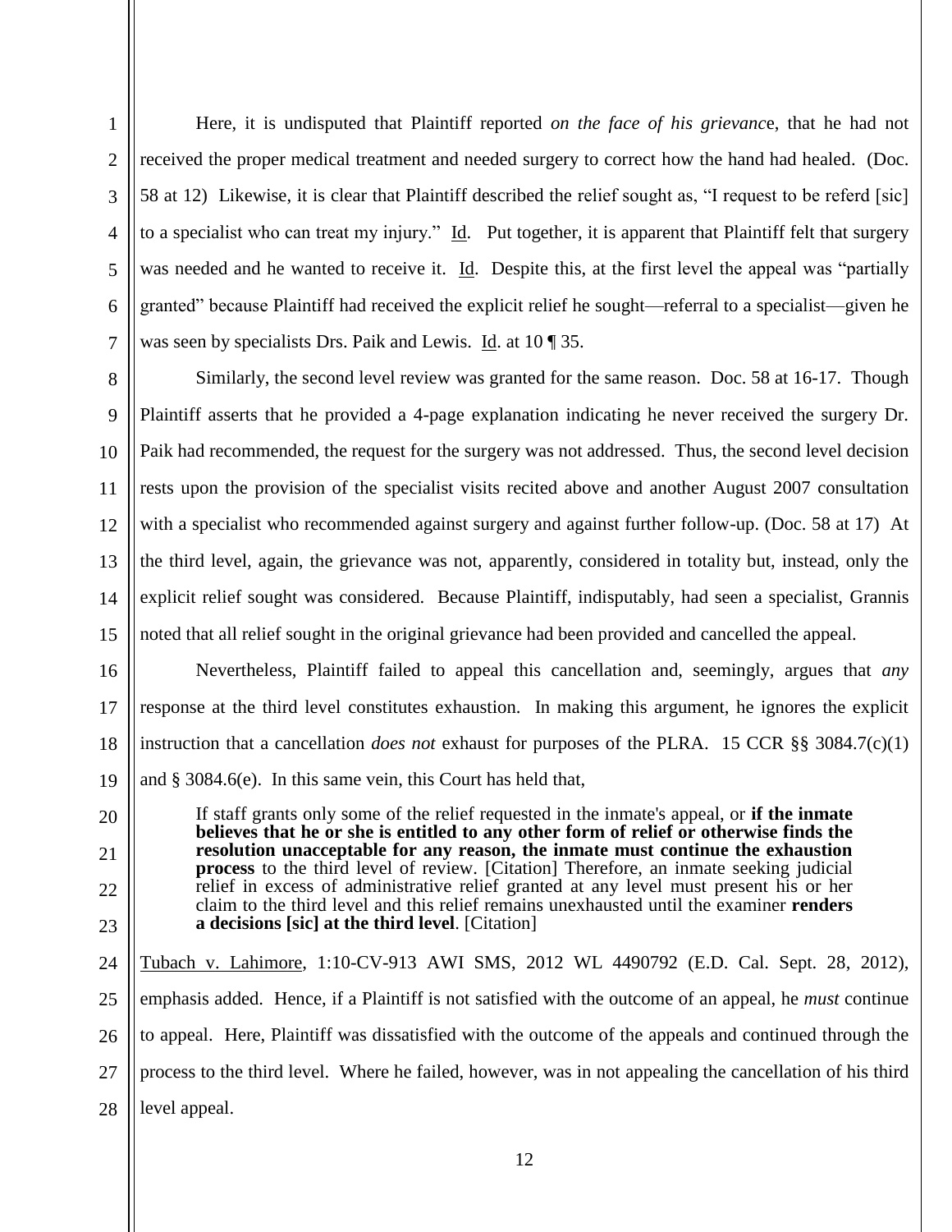Here, it is undisputed that Plaintiff reported *on the face of his grievanc*e, that he had not received the proper medical treatment and needed surgery to correct how the hand had healed. (Doc. 58 at 12) Likewise, it is clear that Plaintiff described the relief sought as, "I request to be referd [sic] to a specialist who can treat my injury." Id. Put together, it is apparent that Plaintiff felt that surgery was needed and he wanted to receive it. Id. Despite this, at the first level the appeal was "partially granted" because Plaintiff had received the explicit relief he sought—referral to a specialist—given he was seen by specialists Drs. Paik and Lewis. Id. at 10 ¶ 35.

Similarly, the second level review was granted for the same reason. Doc. 58 at 16-17. Though Plaintiff asserts that he provided a 4-page explanation indicating he never received the surgery Dr. Paik had recommended, the request for the surgery was not addressed. Thus, the second level decision rests upon the provision of the specialist visits recited above and another August 2007 consultation with a specialist who recommended against surgery and against further follow-up. (Doc. 58 at 17) At the third level, again, the grievance was not, apparently, considered in totality but, instead, only the explicit relief sought was considered. Because Plaintiff, indisputably, had seen a specialist, Grannis noted that all relief sought in the original grievance had been provided and cancelled the appeal.

Nevertheless, Plaintiff failed to appeal this cancellation and, seemingly, argues that *any* response at the third level constitutes exhaustion. In making this argument, he ignores the explicit instruction that a cancellation *does not* exhaust for purposes of the PLRA. 15 CCR §§ 3084.7(c)(1) and § 3084.6(e). In this same vein, this Court has held that,

> If staff grants only some of the relief requested in the inmate's appeal, or **if the inmate believes that he or she is entitled to any other form of relief or otherwise finds the resolution unacceptable for any reason, the inmate must continue the exhaustion process** to the third level of review. [Citation] Therefore, an inmate seeking judicial relief in excess of administrative relief granted at any level must present his or her claim to the third level and this relief remains unexhausted until the examiner **renders a decisions [sic] at the third level**. [Citation]

Tubach v. Lahimore, 1:10-CV-913 AWI SMS, 2012 WL 4490792 (E.D. Cal. Sept. 28, 2012), emphasis added. Hence, if a Plaintiff is not satisfied with the outcome of an appeal, he *must* continue to appeal. Here, Plaintiff was dissatisfied with the outcome of the appeals and continued through the process to the third level. Where he failed, however, was in not appealing the cancellation of his third level appeal.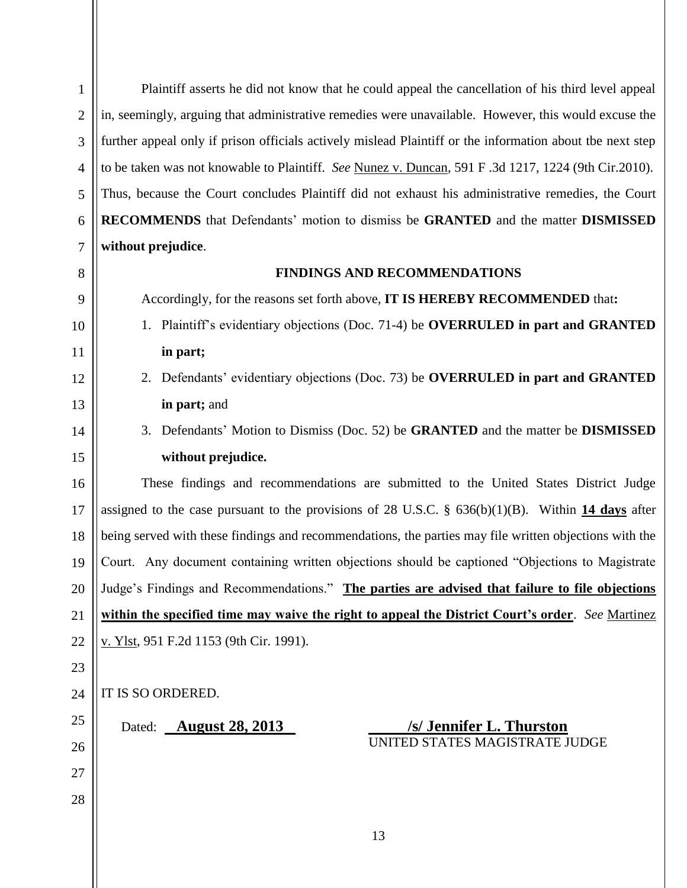Plaintiff asserts he did not know that he could appeal the cancellation of his third level appeal in, seemingly, arguing that administrative remedies were unavailable. However, this would excuse the further appeal only if prison officials actively mislead Plaintiff or the information about tbe next step to be taken was not knowable to Plaintiff. *See* Nunez v. Duncan, 591 F .3d 1217, 1224 (9th Cir.2010). Thus, because the Court concludes Plaintiff did not exhaust his administrative remedies, the Court **RECOMMENDS** that Defendants' motion to dismiss be **GRANTED** and the matter **DISMISSED without prejudice**.

## FINDINGS AND RECOMMENDATIONS

Accordingly, for the reasons set forth above, **IT IS HEREBY RECOMMENDED** that**:**

1. Plaintiff's evidentiary objections (Doc. 71-4) be **OVERRULED in part and GRANTED in part;**
2. Defendants' evidentiary objections (Doc. 73) be **OVERRULED in part and GRANTED in part;** and
3. Defendants' Motion to Dismiss (Doc. 52) be **GRANTED** and the matter be **DISMISSED without prejudice.**

These findings and recommendations are submitted to the United States District Judge assigned to the case pursuant to the provisions of 28 U.S.C. § 636(b)(1)(B). Within **14 days** after being served with these findings and recommendations, the parties may file written objections with the Court. Any document containing written objections should be captioned "Objections to Magistrate Judge's Findings and Recommendations." **The parties are advised that failure to file objections within the specified time may waive the right to appeal the District Court's order**. *See* Martinez v. Ylst, 951 F.2d 1153 (9th Cir. 1991).

IT IS SO ORDERED.

Dated: **August 28, 2013**

**/s/ Jennifer L. Thurston**
UNITED STATES MAGISTRATE JUDGE